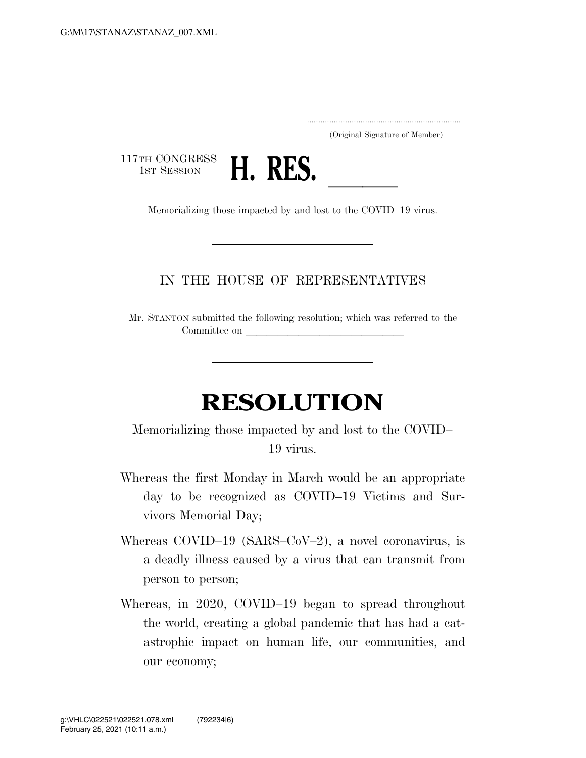.....................................................................
(Original Signature of Member)

117TH CONGRESS
1ST SESSION

# H. RES. \_\_\_\_\_\_

Memorializing those impacted by and lost to the COVID–19 virus.

---

IN THE HOUSE OF REPRESENTATIVES

Mr. STANTON submitted the following resolution; which was referred to the Committee on \_\_\_\_\_\_\_\_\_\_\_\_\_\_\_\_\_\_\_\_\_\_\_\_\_\_\_\_\_\_

---

# RESOLUTION

Memorializing those impacted by and lost to the COVID–19 virus.

Whereas the first Monday in March would be an appropriate day to be recognized as COVID–19 Victims and Survivors Memorial Day;

Whereas COVID–19 (SARS–CoV–2), a novel coronavirus, is a deadly illness caused by a virus that can transmit from person to person;

Whereas, in 2020, COVID–19 began to spread throughout the world, creating a global pandemic that has had a catastrophic impact on human life, our communities, and our economy;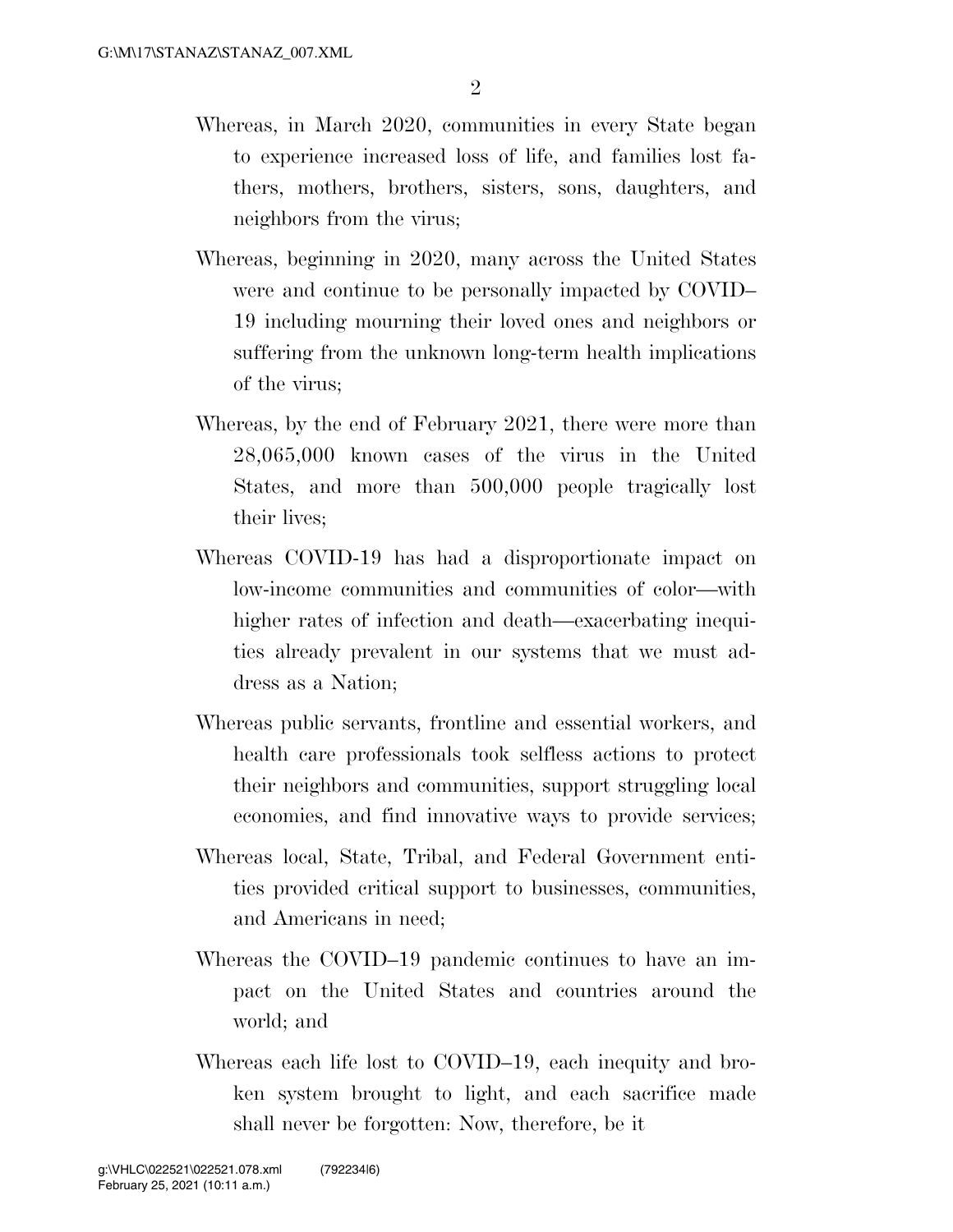Whereas, in March 2020, communities in every State began to experience increased loss of life, and families lost fathers, mothers, brothers, sisters, sons, daughters, and neighbors from the virus;

Whereas, beginning in 2020, many across the United States were and continue to be personally impacted by COVID–19 including mourning their loved ones and neighbors or suffering from the unknown long-term health implications of the virus;

Whereas, by the end of February 2021, there were more than 28,065,000 known cases of the virus in the United States, and more than 500,000 people tragically lost their lives;

Whereas COVID-19 has had a disproportionate impact on low-income communities and communities of color—with higher rates of infection and death—exacerbating inequities already prevalent in our systems that we must address as a Nation;

Whereas public servants, frontline and essential workers, and health care professionals took selfless actions to protect their neighbors and communities, support struggling local economies, and find innovative ways to provide services;

Whereas local, State, Tribal, and Federal Government entities provided critical support to businesses, communities, and Americans in need;

Whereas the COVID–19 pandemic continues to have an impact on the United States and countries around the world; and

Whereas each life lost to COVID–19, each inequity and broken system brought to light, and each sacrifice made shall never be forgotten: Now, therefore, be it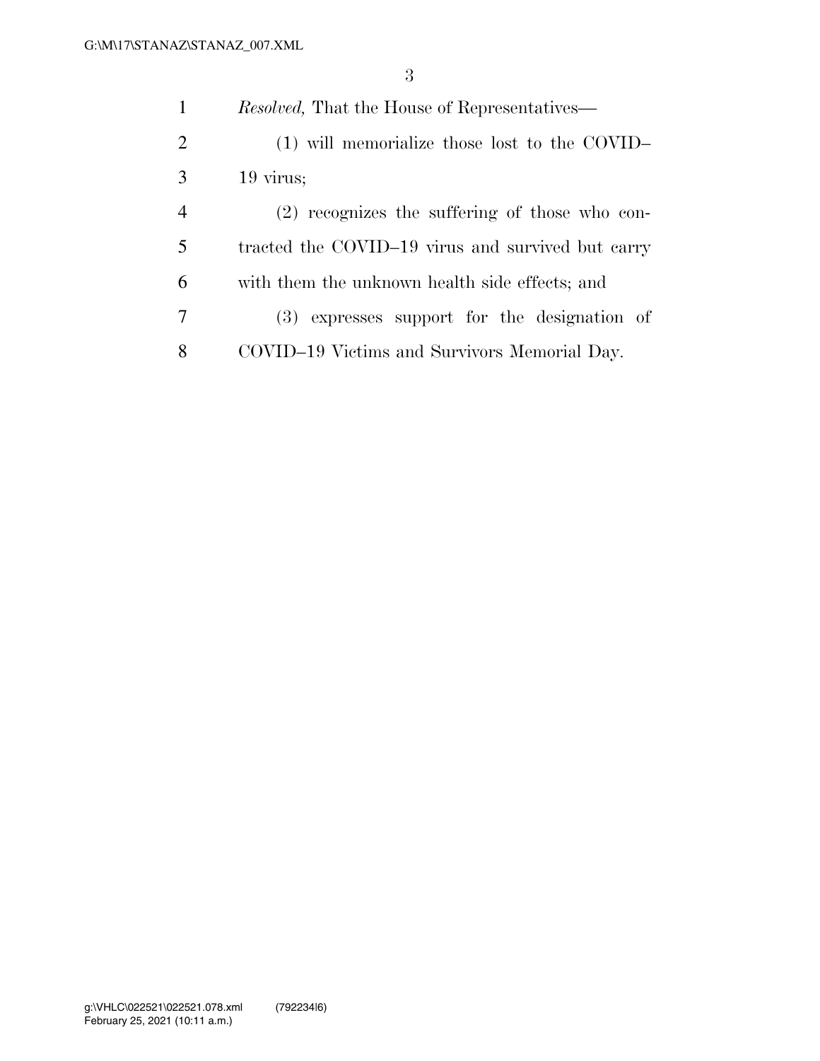*Resolved,* That the House of Representatives—

(1) will memorialize those lost to the COVID–19 virus;

(2) recognizes the suffering of those who contracted the COVID–19 virus and survived but carry with them the unknown health side effects; and

(3) expresses support for the designation of COVID–19 Victims and Survivors Memorial Day.